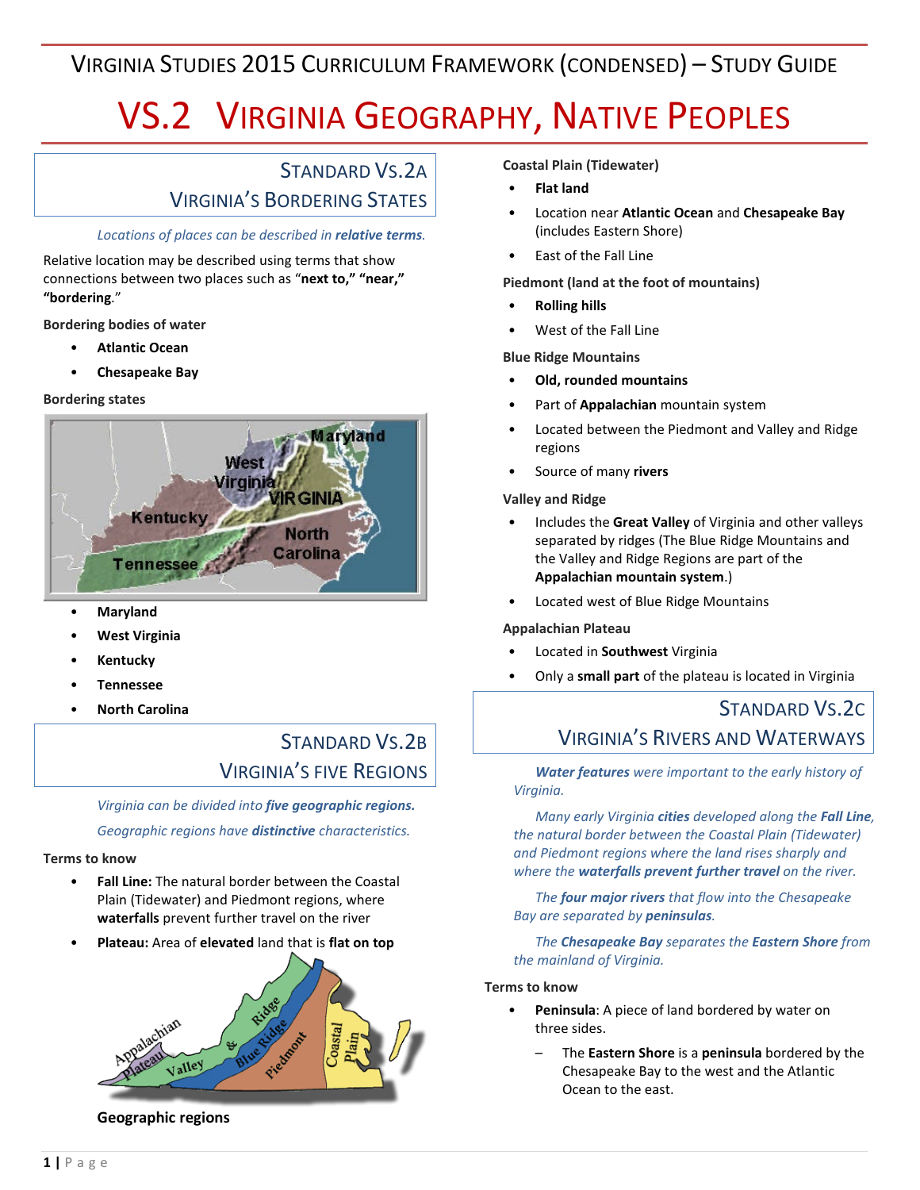# Virginia Studies 2015 Curriculum Framework (Condensed) – Study Guide

# VS.2 Virginia Geography, Native Peoples

## Standard VS.2a
## Virginia's Bordering States

*Locations of places can be described in **relative terms**.*

Relative location may be described using terms that show connections between two places such as "**next to," "near," "bordering**."

**Bordering bodies of water**

- **Atlantic Ocean**
- **Chesapeake Bay**

**Bordering states**

- **Maryland**
- **West Virginia**
- **Kentucky**
- **Tennessee**
- **North Carolina**

## Standard VS.2b
## Virginia's Five Regions

*Virginia can be divided into **five geographic regions.***

*Geographic regions have **distinctive** characteristics.*

**Terms to know**

- **Fall Line:** The natural border between the Coastal Plain (Tidewater) and Piedmont regions, where **waterfalls** prevent further travel on the river
- **Plateau:** Area of **elevated** land that is **flat on top**

**Geographic regions**

**Coastal Plain (Tidewater)**

- **Flat land**
- Location near **Atlantic Ocean** and **Chesapeake Bay** (includes Eastern Shore)
- East of the Fall Line

**Piedmont (land at the foot of mountains)**

- **Rolling hills**
- West of the Fall Line

**Blue Ridge Mountains**

- **Old, rounded mountains**
- Part of **Appalachian** mountain system
- Located between the Piedmont and Valley and Ridge regions
- Source of many **rivers**

**Valley and Ridge**

- Includes the **Great Valley** of Virginia and other valleys separated by ridges (The Blue Ridge Mountains and the Valley and Ridge Regions are part of the **Appalachian mountain system**.)
- Located west of Blue Ridge Mountains

**Appalachian Plateau**

- Located in **Southwest** Virginia
- Only a **small part** of the plateau is located in Virginia

## Standard VS.2c
## Virginia's Rivers and Waterways

***Water features** were important to the early history of Virginia.*

*Many early Virginia **cities** developed along the **Fall Line**, the natural border between the Coastal Plain (Tidewater) and Piedmont regions where the land rises sharply and where the **waterfalls prevent further travel** on the river.*

*The **four major rivers** that flow into the Chesapeake Bay are separated by **peninsulas**.*

*The **Chesapeake Bay** separates the **Eastern Shore** from the mainland of Virginia.*

**Terms to know**

- **Peninsula**: A piece of land bordered by water on three sides.
  - The **Eastern Shore** is a **peninsula** bordered by the Chesapeake Bay to the west and the Atlantic Ocean to the east.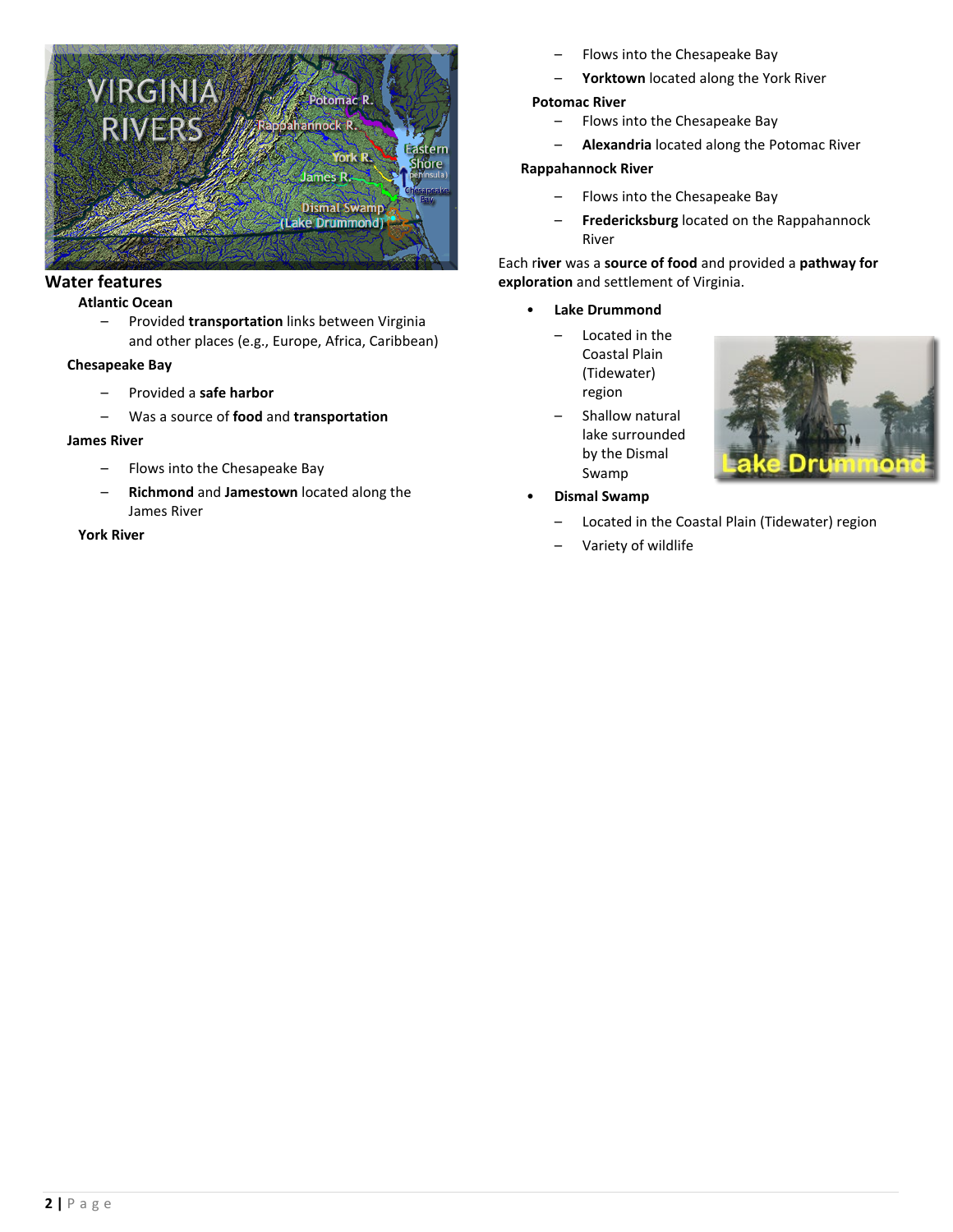## Water features

**Atlantic Ocean**

- Provided **transportation** links between Virginia and other places (e.g., Europe, Africa, Caribbean)

**Chesapeake Bay**

- Provided a **safe harbor**
- Was a source of **food** and **transportation**

**James River**

- Flows into the Chesapeake Bay
- **Richmond** and **Jamestown** located along the James River

**York River**

- Flows into the Chesapeake Bay
- **Yorktown** located along the York River

**Potomac River**

- Flows into the Chesapeake Bay
- **Alexandria** located along the Potomac River

**Rappahannock River**

- Flows into the Chesapeake Bay
- **Fredericksburg** located on the Rappahannock River

Each **river** was a **source of food** and provided a **pathway for exploration** and settlement of Virginia.

- **Lake Drummond**
  - Located in the Coastal Plain (Tidewater) region
  - Shallow natural lake surrounded by the Dismal Swamp
- **Dismal Swamp**
  - Located in the Coastal Plain (Tidewater) region
  - Variety of wildlife